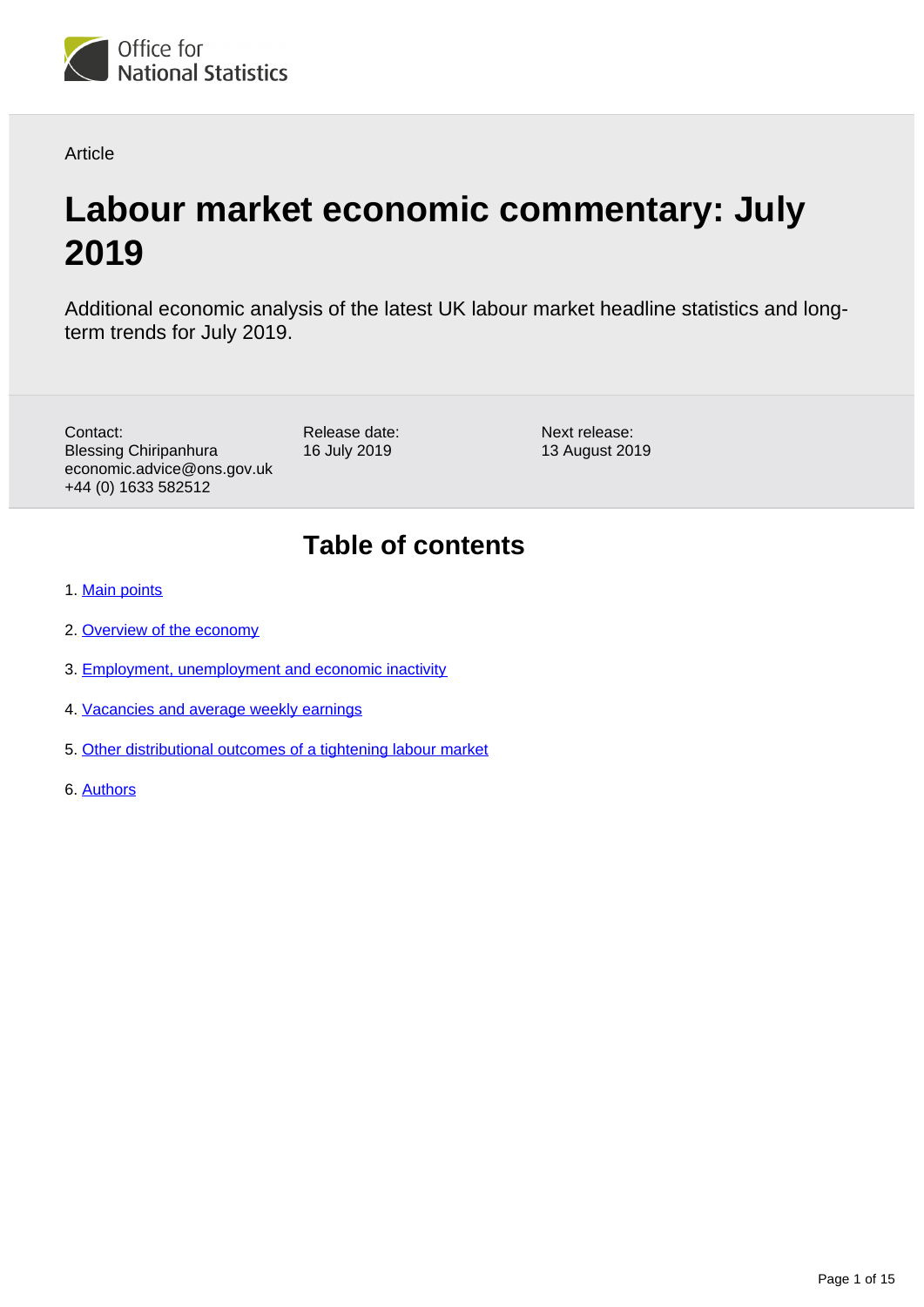Office for National Statistics

Article

# Labour market economic commentary: July 2019

Additional economic analysis of the latest UK labour market headline statistics and long-term trends for July 2019.

Contact:
Blessing Chiripanhura
economic.advice@ons.gov.uk
+44 (0) 1633 582512

Release date:
16 July 2019

Next release:
13 August 2019

## Table of contents

1. Main points
2. Overview of the economy
3. Employment, unemployment and economic inactivity
4. Vacancies and average weekly earnings
5. Other distributional outcomes of a tightening labour market
6. Authors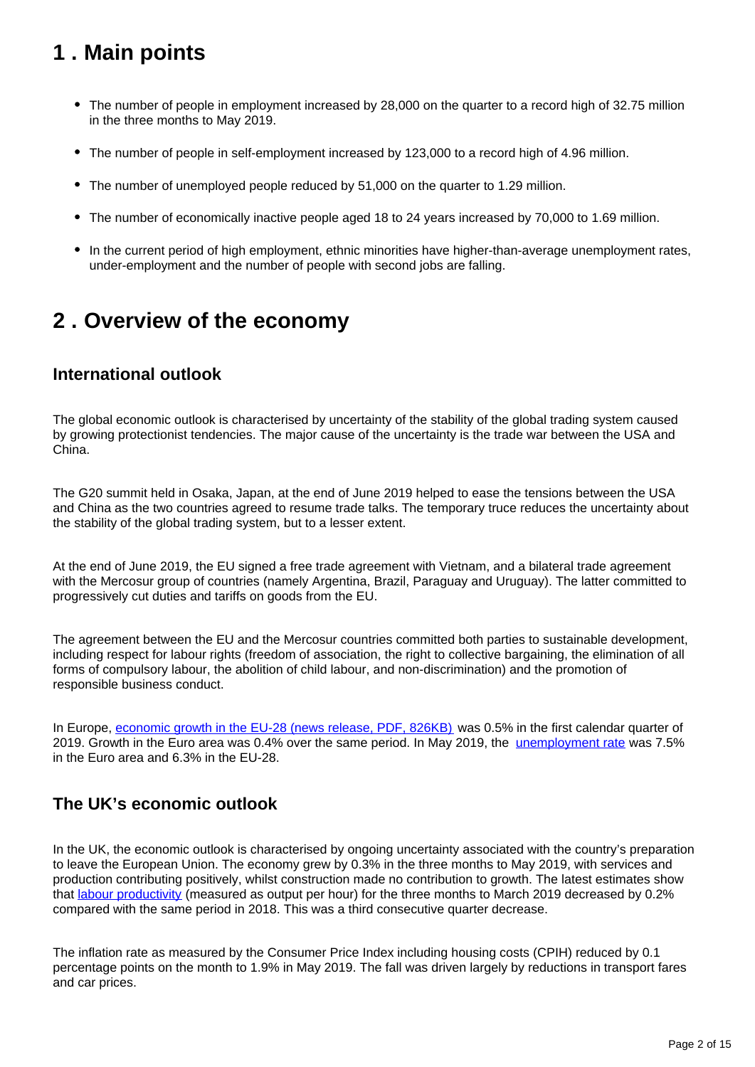## 1 . Main points

- The number of people in employment increased by 28,000 on the quarter to a record high of 32.75 million in the three months to May 2019.
- The number of people in self-employment increased by 123,000 to a record high of 4.96 million.
- The number of unemployed people reduced by 51,000 on the quarter to 1.29 million.
- The number of economically inactive people aged 18 to 24 years increased by 70,000 to 1.69 million.
- In the current period of high employment, ethnic minorities have higher-than-average unemployment rates, under-employment and the number of people with second jobs are falling.

## 2 . Overview of the economy

### International outlook

The global economic outlook is characterised by uncertainty of the stability of the global trading system caused by growing protectionist tendencies. The major cause of the uncertainty is the trade war between the USA and China.

The G20 summit held in Osaka, Japan, at the end of June 2019 helped to ease the tensions between the USA and China as the two countries agreed to resume trade talks. The temporary truce reduces the uncertainty about the stability of the global trading system, but to a lesser extent.

At the end of June 2019, the EU signed a free trade agreement with Vietnam, and a bilateral trade agreement with the Mercosur group of countries (namely Argentina, Brazil, Paraguay and Uruguay). The latter committed to progressively cut duties and tariffs on goods from the EU.

The agreement between the EU and the Mercosur countries committed both parties to sustainable development, including respect for labour rights (freedom of association, the right to collective bargaining, the elimination of all forms of compulsory labour, the abolition of child labour, and non-discrimination) and the promotion of responsible business conduct.

In Europe, economic growth in the EU-28 (news release, PDF, 826KB) was 0.5% in the first calendar quarter of 2019. Growth in the Euro area was 0.4% over the same period. In May 2019, the unemployment rate was 7.5% in the Euro area and 6.3% in the EU-28.

### The UK's economic outlook

In the UK, the economic outlook is characterised by ongoing uncertainty associated with the country's preparation to leave the European Union. The economy grew by 0.3% in the three months to May 2019, with services and production contributing positively, whilst construction made no contribution to growth. The latest estimates show that labour productivity (measured as output per hour) for the three months to March 2019 decreased by 0.2% compared with the same period in 2018. This was a third consecutive quarter decrease.

The inflation rate as measured by the Consumer Price Index including housing costs (CPIH) reduced by 0.1 percentage points on the month to 1.9% in May 2019. The fall was driven largely by reductions in transport fares and car prices.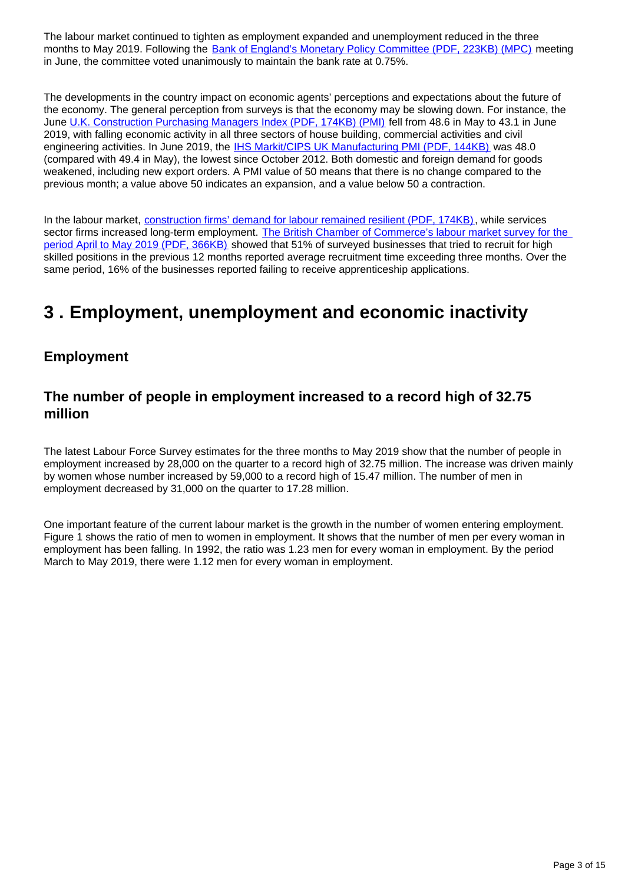The labour market continued to tighten as employment expanded and unemployment reduced in the three months to May 2019. Following the [Bank of England's Monetary Policy Committee (PDF, 223KB) (MPC)]() meeting in June, the committee voted unanimously to maintain the bank rate at 0.75%.

The developments in the country impact on economic agents' perceptions and expectations about the future of the economy. The general perception from surveys is that the economy may be slowing down. For instance, the June [U.K. Construction Purchasing Managers Index (PDF, 174KB) (PMI)]() fell from 48.6 in May to 43.1 in June 2019, with falling economic activity in all three sectors of house building, commercial activities and civil engineering activities. In June 2019, the [IHS Markit/CIPS UK Manufacturing PMI (PDF, 144KB)]() was 48.0 (compared with 49.4 in May), the lowest since October 2012. Both domestic and foreign demand for goods weakened, including new export orders. A PMI value of 50 means that there is no change compared to the previous month; a value above 50 indicates an expansion, and a value below 50 a contraction.

In the labour market, [construction firms' demand for labour remained resilient (PDF, 174KB)](), while services sector firms increased long-term employment. [The British Chamber of Commerce's labour market survey for the period April to May 2019 (PDF, 366KB)]() showed that 51% of surveyed businesses that tried to recruit for high skilled positions in the previous 12 months reported average recruitment time exceeding three months. Over the same period, 16% of the businesses reported failing to receive apprenticeship applications.

# 3 . Employment, unemployment and economic inactivity

## Employment

## The number of people in employment increased to a record high of 32.75 million

The latest Labour Force Survey estimates for the three months to May 2019 show that the number of people in employment increased by 28,000 on the quarter to a record high of 32.75 million. The increase was driven mainly by women whose number increased by 59,000 to a record high of 15.47 million. The number of men in employment decreased by 31,000 on the quarter to 17.28 million.

One important feature of the current labour market is the growth in the number of women entering employment. Figure 1 shows the ratio of men to women in employment. It shows that the number of men per every woman in employment has been falling. In 1992, the ratio was 1.23 men for every woman in employment. By the period March to May 2019, there were 1.12 men for every woman in employment.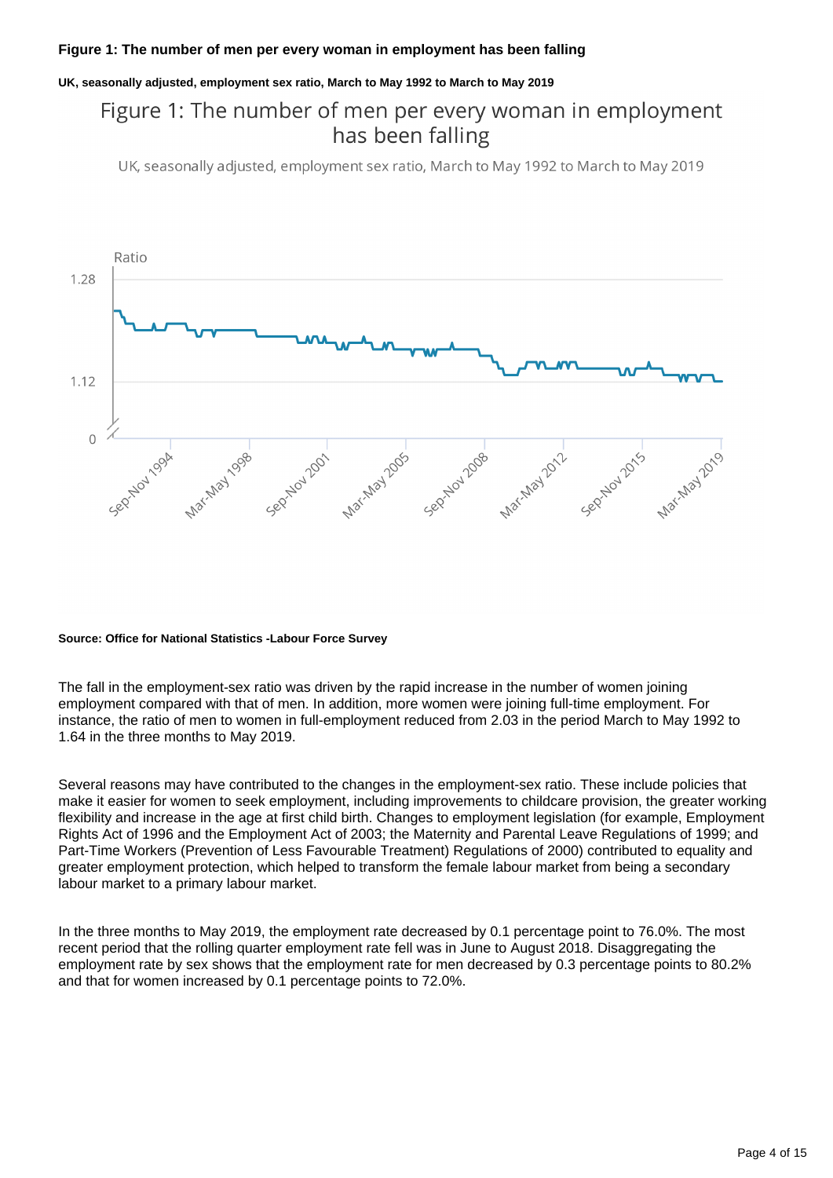**Figure 1: The number of men per every woman in employment has been falling**

**UK, seasonally adjusted, employment sex ratio, March to May 1992 to March to May 2019**

**Source: Office for National Statistics -Labour Force Survey**

The fall in the employment-sex ratio was driven by the rapid increase in the number of women joining employment compared with that of men. In addition, more women were joining full-time employment. For instance, the ratio of men to women in full-employment reduced from 2.03 in the period March to May 1992 to 1.64 in the three months to May 2019.

Several reasons may have contributed to the changes in the employment-sex ratio. These include policies that make it easier for women to seek employment, including improvements to childcare provision, the greater working flexibility and increase in the age at first child birth. Changes to employment legislation (for example, Employment Rights Act of 1996 and the Employment Act of 2003; the Maternity and Parental Leave Regulations of 1999; and Part-Time Workers (Prevention of Less Favourable Treatment) Regulations of 2000) contributed to equality and greater employment protection, which helped to transform the female labour market from being a secondary labour market to a primary labour market.

In the three months to May 2019, the employment rate decreased by 0.1 percentage point to 76.0%. The most recent period that the rolling quarter employment rate fell was in June to August 2018. Disaggregating the employment rate by sex shows that the employment rate for men decreased by 0.3 percentage points to 80.2% and that for women increased by 0.1 percentage points to 72.0%.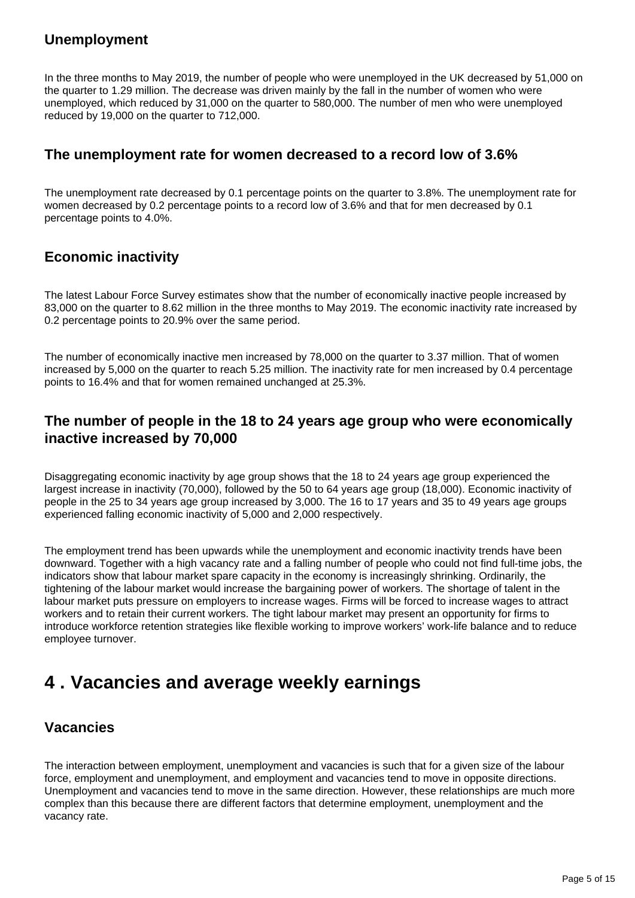### Unemployment

In the three months to May 2019, the number of people who were unemployed in the UK decreased by 51,000 on the quarter to 1.29 million. The decrease was driven mainly by the fall in the number of women who were unemployed, which reduced by 31,000 on the quarter to 580,000. The number of men who were unemployed reduced by 19,000 on the quarter to 712,000.

### The unemployment rate for women decreased to a record low of 3.6%

The unemployment rate decreased by 0.1 percentage points on the quarter to 3.8%. The unemployment rate for women decreased by 0.2 percentage points to a record low of 3.6% and that for men decreased by 0.1 percentage points to 4.0%.

### Economic inactivity

The latest Labour Force Survey estimates show that the number of economically inactive people increased by 83,000 on the quarter to 8.62 million in the three months to May 2019. The economic inactivity rate increased by 0.2 percentage points to 20.9% over the same period.

The number of economically inactive men increased by 78,000 on the quarter to 3.37 million. That of women increased by 5,000 on the quarter to reach 5.25 million. The inactivity rate for men increased by 0.4 percentage points to 16.4% and that for women remained unchanged at 25.3%.

### The number of people in the 18 to 24 years age group who were economically inactive increased by 70,000

Disaggregating economic inactivity by age group shows that the 18 to 24 years age group experienced the largest increase in inactivity (70,000), followed by the 50 to 64 years age group (18,000). Economic inactivity of people in the 25 to 34 years age group increased by 3,000. The 16 to 17 years and 35 to 49 years age groups experienced falling economic inactivity of 5,000 and 2,000 respectively.

The employment trend has been upwards while the unemployment and economic inactivity trends have been downward. Together with a high vacancy rate and a falling number of people who could not find full-time jobs, the indicators show that labour market spare capacity in the economy is increasingly shrinking. Ordinarily, the tightening of the labour market would increase the bargaining power of workers. The shortage of talent in the labour market puts pressure on employers to increase wages. Firms will be forced to increase wages to attract workers and to retain their current workers. The tight labour market may present an opportunity for firms to introduce workforce retention strategies like flexible working to improve workers' work-life balance and to reduce employee turnover.

## 4 . Vacancies and average weekly earnings

### Vacancies

The interaction between employment, unemployment and vacancies is such that for a given size of the labour force, employment and unemployment, and employment and vacancies tend to move in opposite directions. Unemployment and vacancies tend to move in the same direction. However, these relationships are much more complex than this because there are different factors that determine employment, unemployment and the vacancy rate.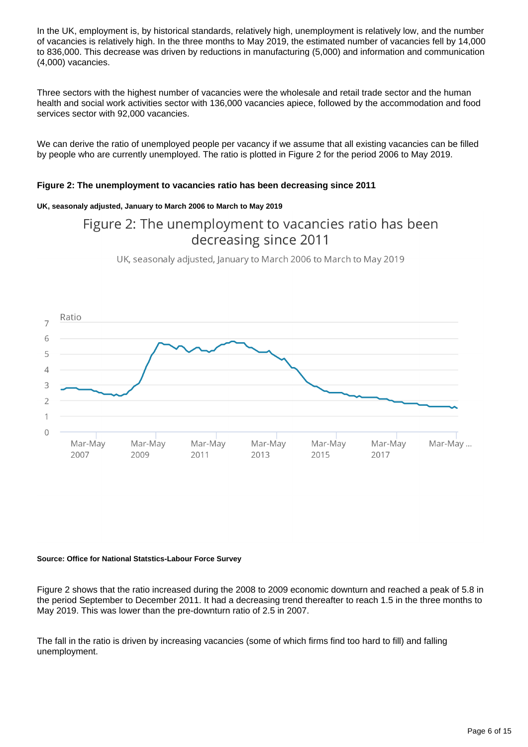In the UK, employment is, by historical standards, relatively high, unemployment is relatively low, and the number of vacancies is relatively high. In the three months to May 2019, the estimated number of vacancies fell by 14,000 to 836,000. This decrease was driven by reductions in manufacturing (5,000) and information and communication (4,000) vacancies.

Three sectors with the highest number of vacancies were the wholesale and retail trade sector and the human health and social work activities sector with 136,000 vacancies apiece, followed by the accommodation and food services sector with 92,000 vacancies.

We can derive the ratio of unemployed people per vacancy if we assume that all existing vacancies can be filled by people who are currently unemployed. The ratio is plotted in Figure 2 for the period 2006 to May 2019.

**Figure 2: The unemployment to vacancies ratio has been decreasing since 2011**

**UK, seasonaly adjusted, January to March 2006 to March to May 2019**

**Source: Office for National Statstics-Labour Force Survey**

Figure 2 shows that the ratio increased during the 2008 to 2009 economic downturn and reached a peak of 5.8 in the period September to December 2011. It had a decreasing trend thereafter to reach 1.5 in the three months to May 2019. This was lower than the pre-downturn ratio of 2.5 in 2007.

The fall in the ratio is driven by increasing vacancies (some of which firms find too hard to fill) and falling unemployment.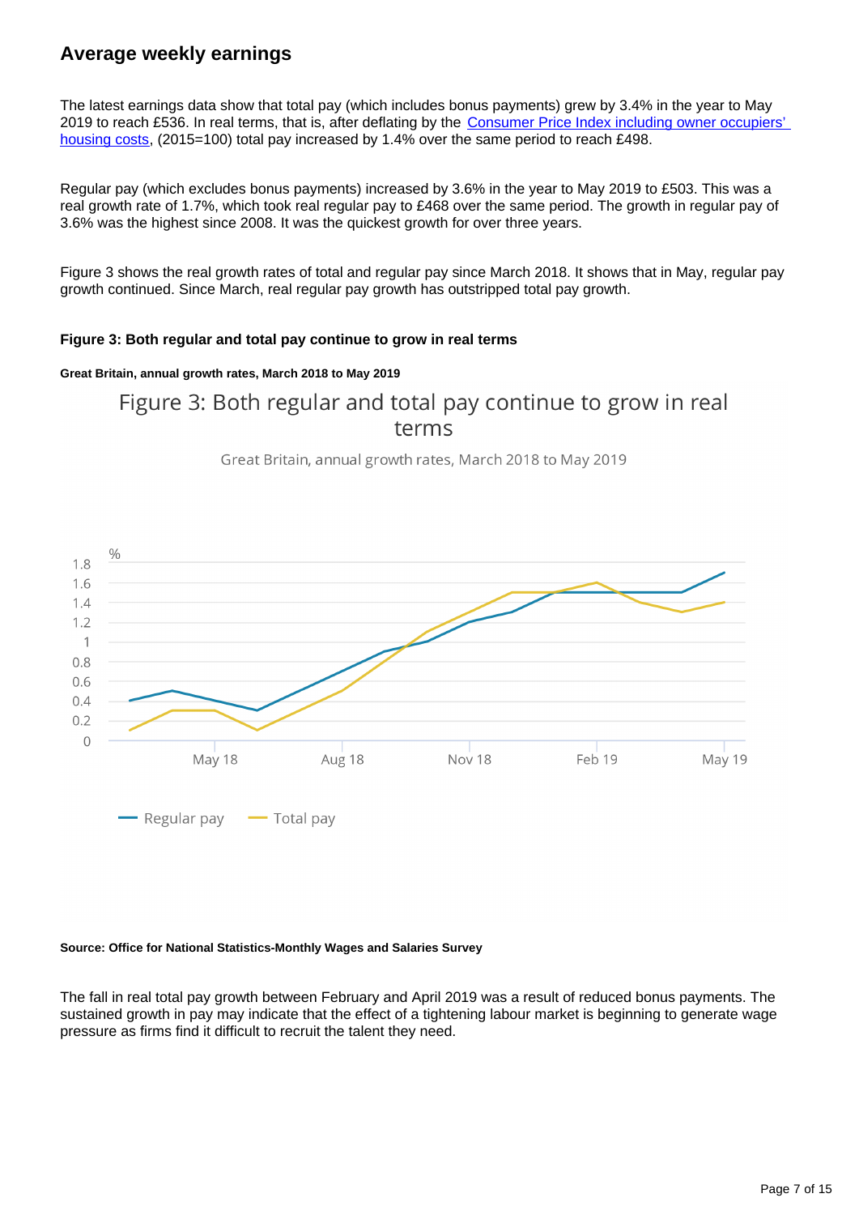## Average weekly earnings

The latest earnings data show that total pay (which includes bonus payments) grew by 3.4% in the year to May 2019 to reach £536. In real terms, that is, after deflating by the Consumer Price Index including owner occupiers' housing costs, (2015=100) total pay increased by 1.4% over the same period to reach £498.

Regular pay (which excludes bonus payments) increased by 3.6% in the year to May 2019 to £503. This was a real growth rate of 1.7%, which took real regular pay to £468 over the same period. The growth in regular pay of 3.6% was the highest since 2008. It was the quickest growth for over three years.

Figure 3 shows the real growth rates of total and regular pay since March 2018. It shows that in May, regular pay growth continued. Since March, real regular pay growth has outstripped total pay growth.

**Figure 3: Both regular and total pay continue to grow in real terms**

**Great Britain, annual growth rates, March 2018 to May 2019**

**Source: Office for National Statistics-Monthly Wages and Salaries Survey**

The fall in real total pay growth between February and April 2019 was a result of reduced bonus payments. The sustained growth in pay may indicate that the effect of a tightening labour market is beginning to generate wage pressure as firms find it difficult to recruit the talent they need.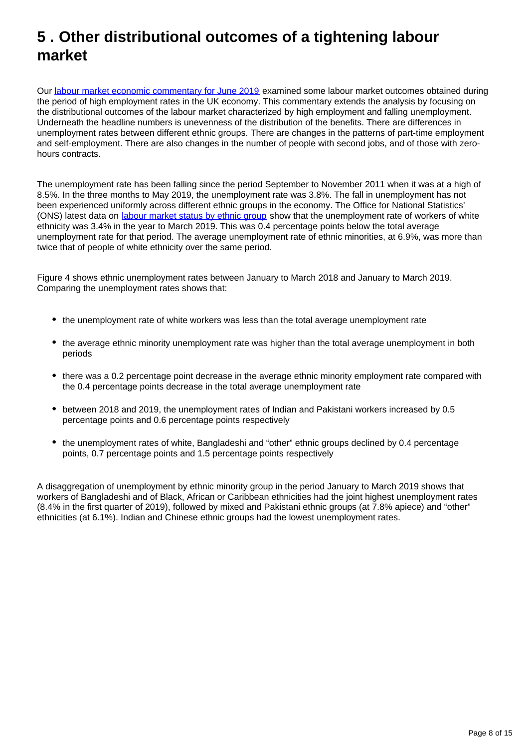# 5 . Other distributional outcomes of a tightening labour market

Our [labour market economic commentary for June 2019](#) examined some labour market outcomes obtained during the period of high employment rates in the UK economy. This commentary extends the analysis by focusing on the distributional outcomes of the labour market characterized by high employment and falling unemployment. Underneath the headline numbers is unevenness of the distribution of the benefits. There are differences in unemployment rates between different ethnic groups. There are changes in the patterns of part-time employment and self-employment. There are also changes in the number of people with second jobs, and of those with zero-hours contracts.

The unemployment rate has been falling since the period September to November 2011 when it was at a high of 8.5%. In the three months to May 2019, the unemployment rate was 3.8%. The fall in unemployment has not been experienced uniformly across different ethnic groups in the economy. The Office for National Statistics' (ONS) latest data on [labour market status by ethnic group](#) show that the unemployment rate of workers of white ethnicity was 3.4% in the year to March 2019. This was 0.4 percentage points below the total average unemployment rate for that period. The average unemployment rate of ethnic minorities, at 6.9%, was more than twice that of people of white ethnicity over the same period.

Figure 4 shows ethnic unemployment rates between January to March 2018 and January to March 2019. Comparing the unemployment rates shows that:

- the unemployment rate of white workers was less than the total average unemployment rate
- the average ethnic minority unemployment rate was higher than the total average unemployment in both periods
- there was a 0.2 percentage point decrease in the average ethnic minority employment rate compared with the 0.4 percentage points decrease in the total average unemployment rate
- between 2018 and 2019, the unemployment rates of Indian and Pakistani workers increased by 0.5 percentage points and 0.6 percentage points respectively
- the unemployment rates of white, Bangladeshi and "other" ethnic groups declined by 0.4 percentage points, 0.7 percentage points and 1.5 percentage points respectively

A disaggregation of unemployment by ethnic minority group in the period January to March 2019 shows that workers of Bangladeshi and of Black, African or Caribbean ethnicities had the joint highest unemployment rates (8.4% in the first quarter of 2019), followed by mixed and Pakistani ethnic groups (at 7.8% apiece) and "other" ethnicities (at 6.1%). Indian and Chinese ethnic groups had the lowest unemployment rates.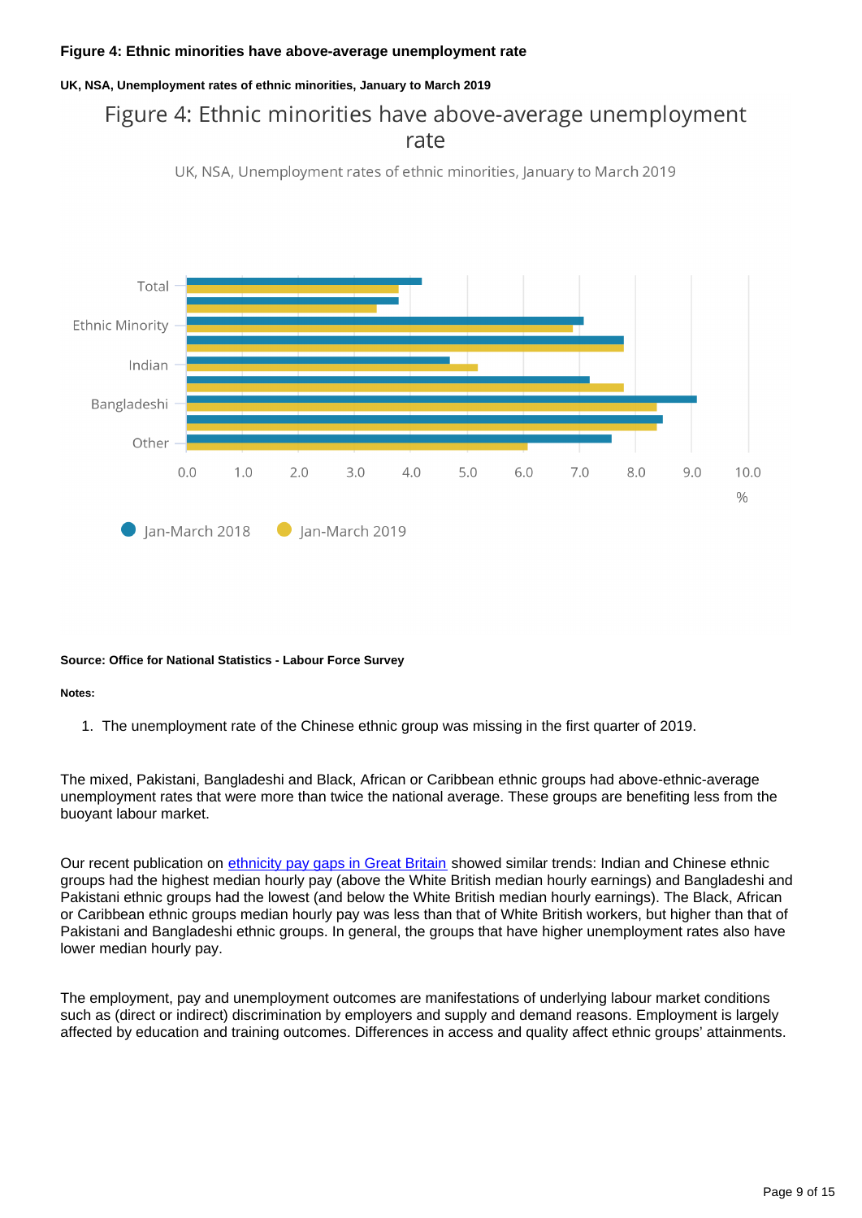**Figure 4: Ethnic minorities have above-average unemployment rate**

**UK, NSA, Unemployment rates of ethnic minorities, January to March 2019**

**Source: Office for National Statistics - Labour Force Survey**

**Notes:**

1. The unemployment rate of the Chinese ethnic group was missing in the first quarter of 2019.

The mixed, Pakistani, Bangladeshi and Black, African or Caribbean ethnic groups had above-ethnic-average unemployment rates that were more than twice the national average. These groups are benefiting less from the buoyant labour market.

Our recent publication on ethnicity pay gaps in Great Britain showed similar trends: Indian and Chinese ethnic groups had the highest median hourly pay (above the White British median hourly earnings) and Bangladeshi and Pakistani ethnic groups had the lowest (and below the White British median hourly earnings). The Black, African or Caribbean ethnic groups median hourly pay was less than that of White British workers, but higher than that of Pakistani and Bangladeshi ethnic groups. In general, the groups that have higher unemployment rates also have lower median hourly pay.

The employment, pay and unemployment outcomes are manifestations of underlying labour market conditions such as (direct or indirect) discrimination by employers and supply and demand reasons. Employment is largely affected by education and training outcomes. Differences in access and quality affect ethnic groups' attainments.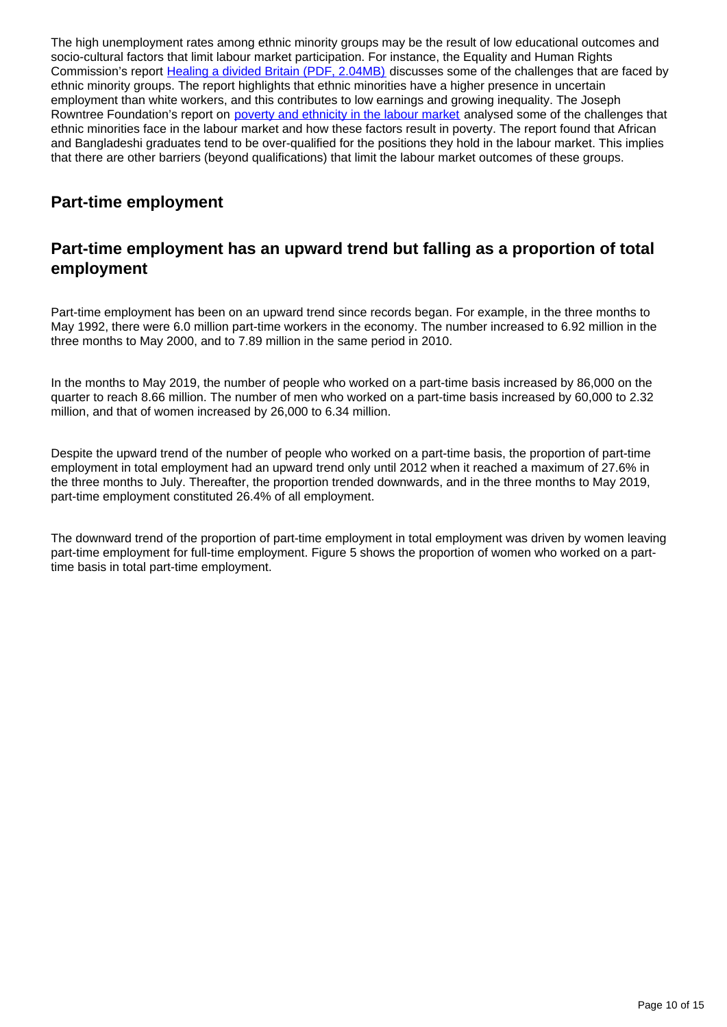The high unemployment rates among ethnic minority groups may be the result of low educational outcomes and socio-cultural factors that limit labour market participation. For instance, the Equality and Human Rights Commission's report [Healing a divided Britain (PDF, 2.04MB)](#) discusses some of the challenges that are faced by ethnic minority groups. The report highlights that ethnic minorities have a higher presence in uncertain employment than white workers, and this contributes to low earnings and growing inequality. The Joseph Rowntree Foundation's report on [poverty and ethnicity in the labour market](#) analysed some of the challenges that ethnic minorities face in the labour market and how these factors result in poverty. The report found that African and Bangladeshi graduates tend to be over-qualified for the positions they hold in the labour market. This implies that there are other barriers (beyond qualifications) that limit the labour market outcomes of these groups.

## Part-time employment

### Part-time employment has an upward trend but falling as a proportion of total employment

Part-time employment has been on an upward trend since records began. For example, in the three months to May 1992, there were 6.0 million part-time workers in the economy. The number increased to 6.92 million in the three months to May 2000, and to 7.89 million in the same period in 2010.

In the months to May 2019, the number of people who worked on a part-time basis increased by 86,000 on the quarter to reach 8.66 million. The number of men who worked on a part-time basis increased by 60,000 to 2.32 million, and that of women increased by 26,000 to 6.34 million.

Despite the upward trend of the number of people who worked on a part-time basis, the proportion of part-time employment in total employment had an upward trend only until 2012 when it reached a maximum of 27.6% in the three months to July. Thereafter, the proportion trended downwards, and in the three months to May 2019, part-time employment constituted 26.4% of all employment.

The downward trend of the proportion of part-time employment in total employment was driven by women leaving part-time employment for full-time employment. Figure 5 shows the proportion of women who worked on a part-time basis in total part-time employment.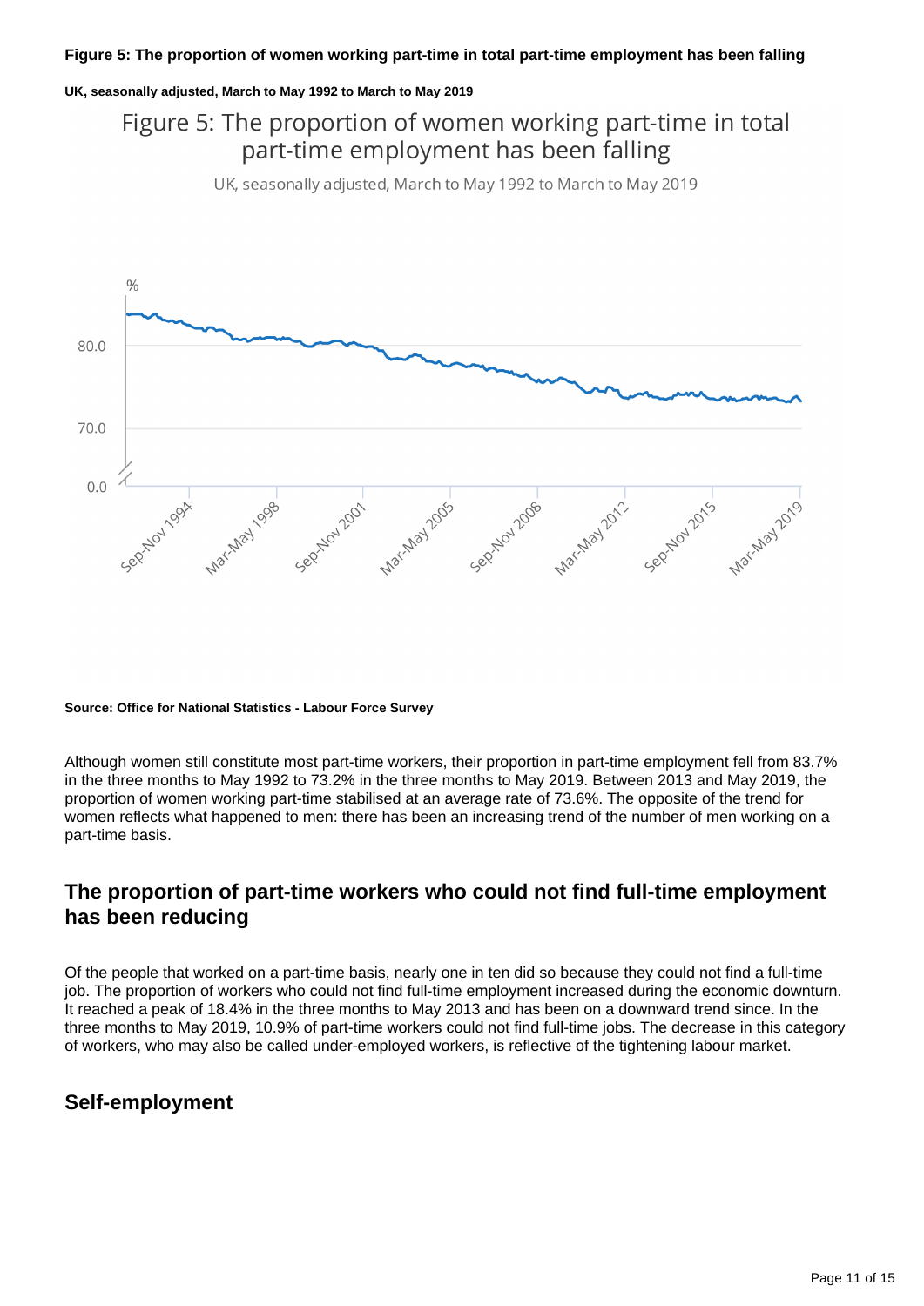**Figure 5: The proportion of women working part-time in total part-time employment has been falling**

**UK, seasonally adjusted, March to May 1992 to March to May 2019**

**Source: Office for National Statistics - Labour Force Survey**

Although women still constitute most part-time workers, their proportion in part-time employment fell from 83.7% in the three months to May 1992 to 73.2% in the three months to May 2019. Between 2013 and May 2019, the proportion of women working part-time stabilised at an average rate of 73.6%. The opposite of the trend for women reflects what happened to men: there has been an increasing trend of the number of men working on a part-time basis.

## The proportion of part-time workers who could not find full-time employment has been reducing

Of the people that worked on a part-time basis, nearly one in ten did so because they could not find a full-time job. The proportion of workers who could not find full-time employment increased during the economic downturn. It reached a peak of 18.4% in the three months to May 2013 and has been on a downward trend since. In the three months to May 2019, 10.9% of part-time workers could not find full-time jobs. The decrease in this category of workers, who may also be called under-employed workers, is reflective of the tightening labour market.

## Self-employment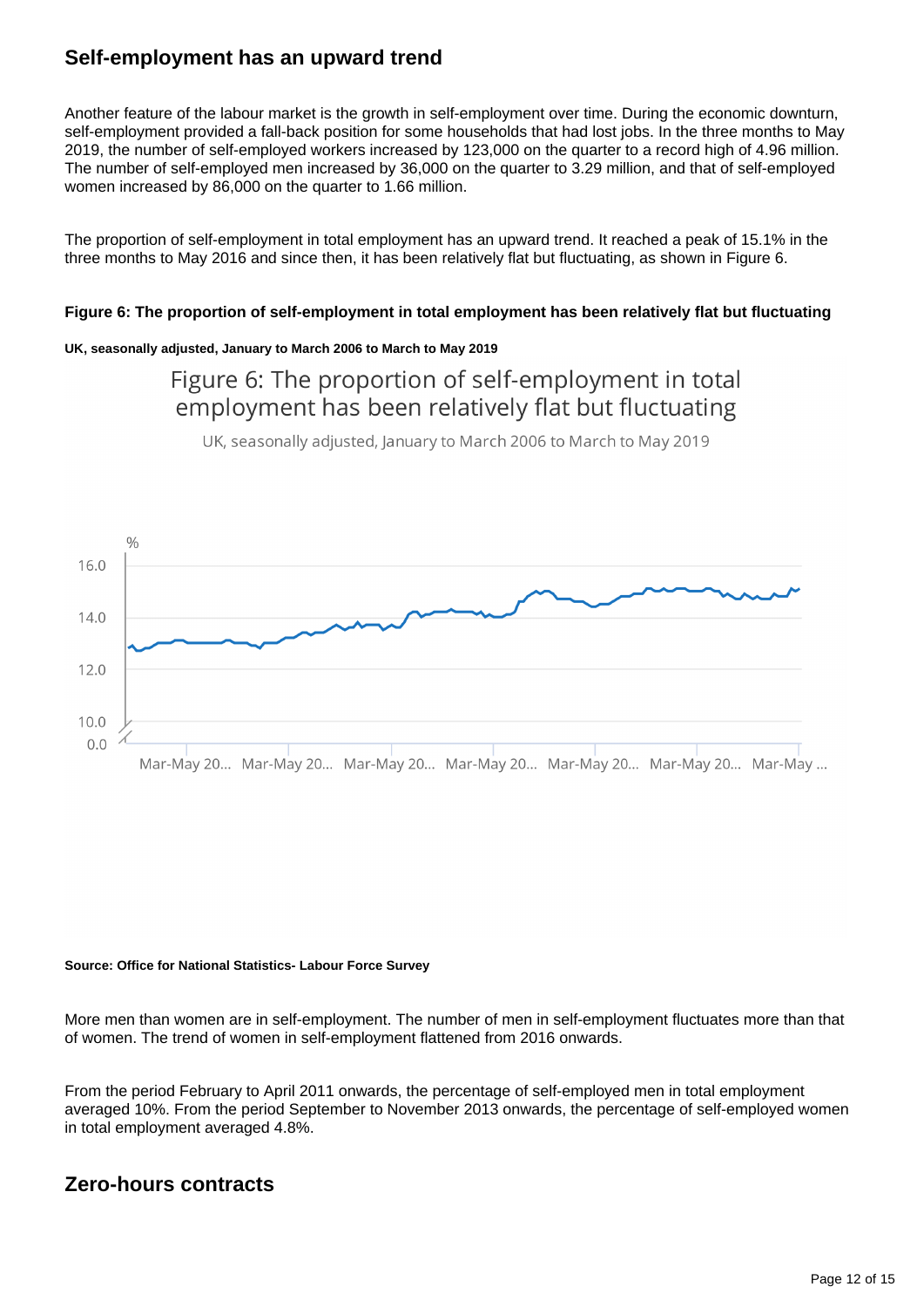## Self-employment has an upward trend

Another feature of the labour market is the growth in self-employment over time. During the economic downturn, self-employment provided a fall-back position for some households that had lost jobs. In the three months to May 2019, the number of self-employed workers increased by 123,000 on the quarter to a record high of 4.96 million. The number of self-employed men increased by 36,000 on the quarter to 3.29 million, and that of self-employed women increased by 86,000 on the quarter to 1.66 million.

The proportion of self-employment in total employment has an upward trend. It reached a peak of 15.1% in the three months to May 2016 and since then, it has been relatively flat but fluctuating, as shown in Figure 6.

**Figure 6: The proportion of self-employment in total employment has been relatively flat but fluctuating**

**UK, seasonally adjusted, January to March 2006 to March to May 2019**

**Source: Office for National Statistics- Labour Force Survey**

More men than women are in self-employment. The number of men in self-employment fluctuates more than that of women. The trend of women in self-employment flattened from 2016 onwards.

From the period February to April 2011 onwards, the percentage of self-employed men in total employment averaged 10%. From the period September to November 2013 onwards, the percentage of self-employed women in total employment averaged 4.8%.

## Zero-hours contracts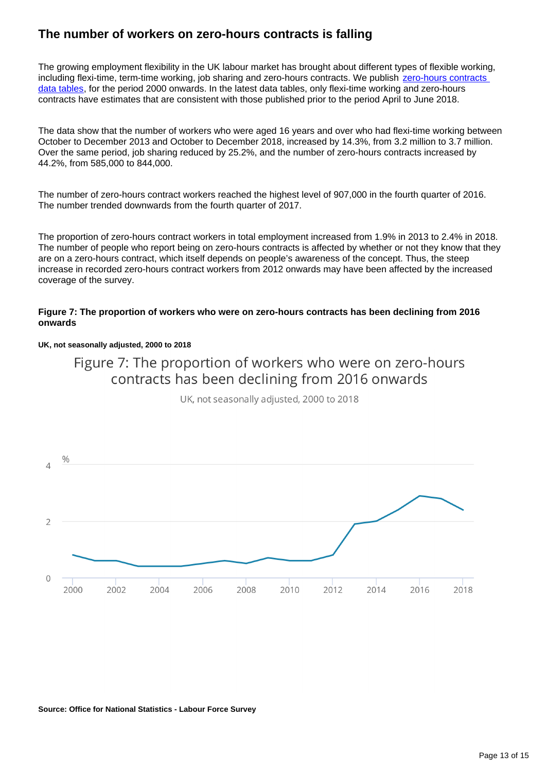## The number of workers on zero-hours contracts is falling

The growing employment flexibility in the UK labour market has brought about different types of flexible working, including flexi-time, term-time working, job sharing and zero-hours contracts. We publish [zero-hours contracts data tables](), for the period 2000 onwards. In the latest data tables, only flexi-time working and zero-hours contracts have estimates that are consistent with those published prior to the period April to June 2018.

The data show that the number of workers who were aged 16 years and over who had flexi-time working between October to December 2013 and October to December 2018, increased by 14.3%, from 3.2 million to 3.7 million. Over the same period, job sharing reduced by 25.2%, and the number of zero-hours contracts increased by 44.2%, from 585,000 to 844,000.

The number of zero-hours contract workers reached the highest level of 907,000 in the fourth quarter of 2016. The number trended downwards from the fourth quarter of 2017.

The proportion of zero-hours contract workers in total employment increased from 1.9% in 2013 to 2.4% in 2018. The number of people who report being on zero-hours contracts is affected by whether or not they know that they are on a zero-hours contract, which itself depends on people's awareness of the concept. Thus, the steep increase in recorded zero-hours contract workers from 2012 onwards may have been affected by the increased coverage of the survey.

**Figure 7: The proportion of workers who were on zero-hours contracts has been declining from 2016 onwards**

**UK, not seasonally adjusted, 2000 to 2018**

**Source: Office for National Statistics - Labour Force Survey**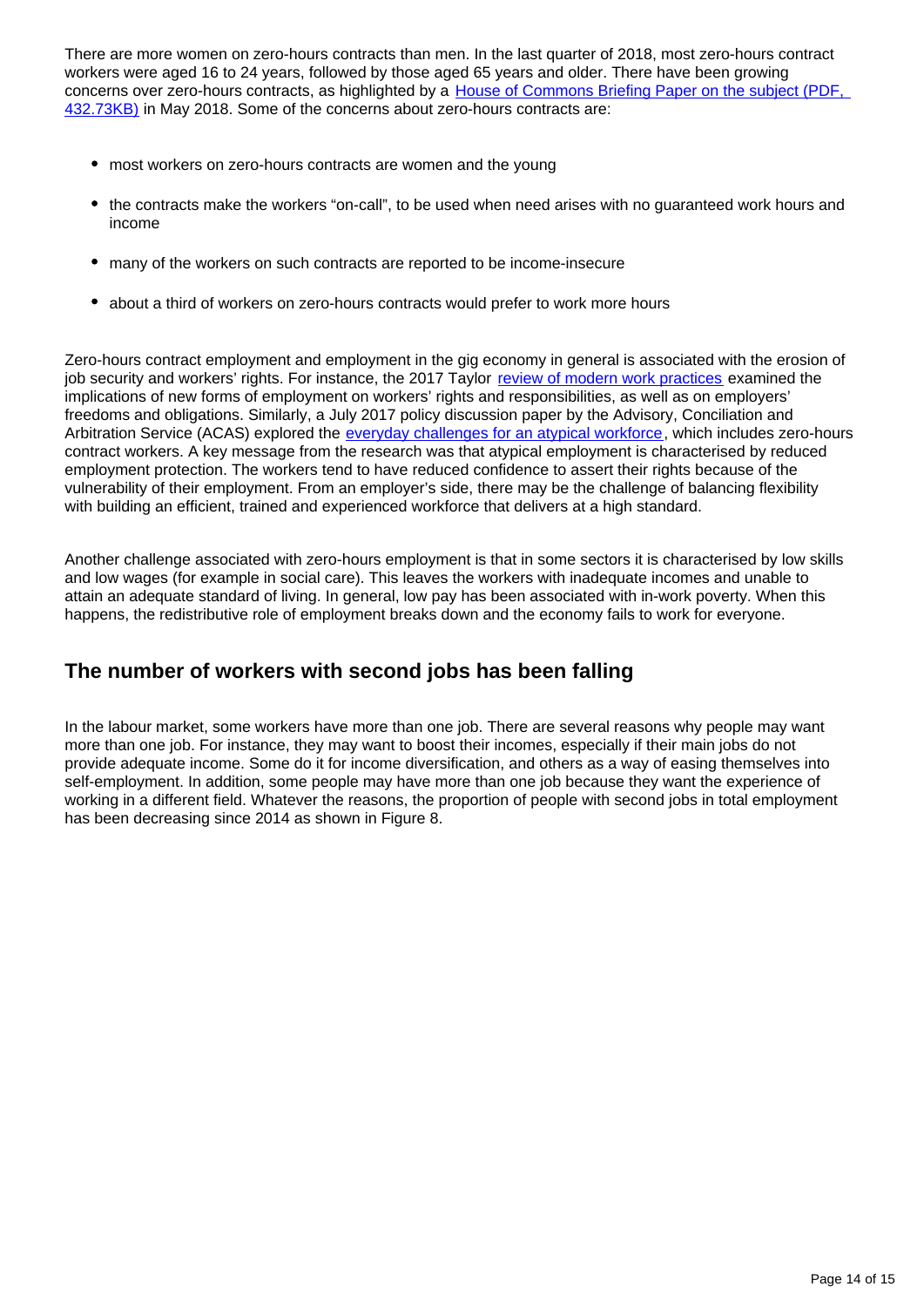There are more women on zero-hours contracts than men. In the last quarter of 2018, most zero-hours contract workers were aged 16 to 24 years, followed by those aged 65 years and older. There have been growing concerns over zero-hours contracts, as highlighted by a [House of Commons Briefing Paper on the subject (PDF, 432.73KB)]() in May 2018. Some of the concerns about zero-hours contracts are:

- most workers on zero-hours contracts are women and the young
- the contracts make the workers "on-call", to be used when need arises with no guaranteed work hours and income
- many of the workers on such contracts are reported to be income-insecure
- about a third of workers on zero-hours contracts would prefer to work more hours

Zero-hours contract employment and employment in the gig economy in general is associated with the erosion of job security and workers' rights. For instance, the 2017 Taylor [review of modern work practices]() examined the implications of new forms of employment on workers' rights and responsibilities, as well as on employers' freedoms and obligations. Similarly, a July 2017 policy discussion paper by the Advisory, Conciliation and Arbitration Service (ACAS) explored the [everyday challenges for an atypical workforce](), which includes zero-hours contract workers. A key message from the research was that atypical employment is characterised by reduced employment protection. The workers tend to have reduced confidence to assert their rights because of the vulnerability of their employment. From an employer's side, there may be the challenge of balancing flexibility with building an efficient, trained and experienced workforce that delivers at a high standard.

Another challenge associated with zero-hours employment is that in some sectors it is characterised by low skills and low wages (for example in social care). This leaves the workers with inadequate incomes and unable to attain an adequate standard of living. In general, low pay has been associated with in-work poverty. When this happens, the redistributive role of employment breaks down and the economy fails to work for everyone.

## The number of workers with second jobs has been falling

In the labour market, some workers have more than one job. There are several reasons why people may want more than one job. For instance, they may want to boost their incomes, especially if their main jobs do not provide adequate income. Some do it for income diversification, and others as a way of easing themselves into self-employment. In addition, some people may have more than one job because they want the experience of working in a different field. Whatever the reasons, the proportion of people with second jobs in total employment has been decreasing since 2014 as shown in Figure 8.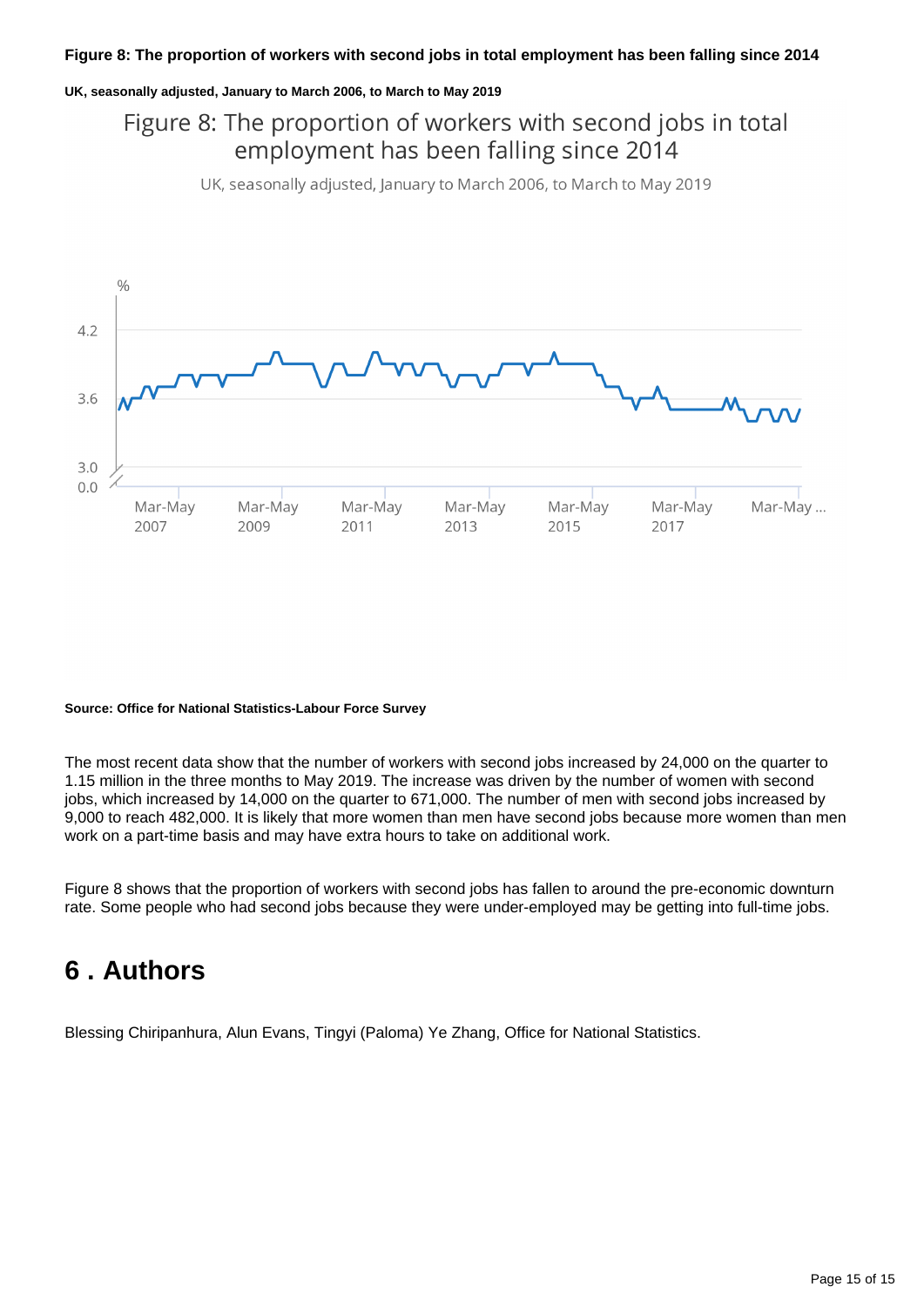**Figure 8: The proportion of workers with second jobs in total employment has been falling since 2014**

**UK, seasonally adjusted, January to March 2006, to March to May 2019**

Figure 8: The proportion of workers with second jobs in total employment has been falling since 2014

UK, seasonally adjusted, January to March 2006, to March to May 2019

%

4.2

3.6

3.0

0.0

Mar-May 2007

Mar-May 2009

Mar-May 2011

Mar-May 2013

Mar-May 2015

Mar-May 2017

Mar-May ...

**Source: Office for National Statistics-Labour Force Survey**

The most recent data show that the number of workers with second jobs increased by 24,000 on the quarter to 1.15 million in the three months to May 2019. The increase was driven by the number of women with second jobs, which increased by 14,000 on the quarter to 671,000. The number of men with second jobs increased by 9,000 to reach 482,000. It is likely that more women than men have second jobs because more women than men work on a part-time basis and may have extra hours to take on additional work.

Figure 8 shows that the proportion of workers with second jobs has fallen to around the pre-economic downturn rate. Some people who had second jobs because they were under-employed may be getting into full-time jobs.

## 6 . Authors

Blessing Chiripanhura, Alun Evans, Tingyi (Paloma) Ye Zhang, Office for National Statistics.